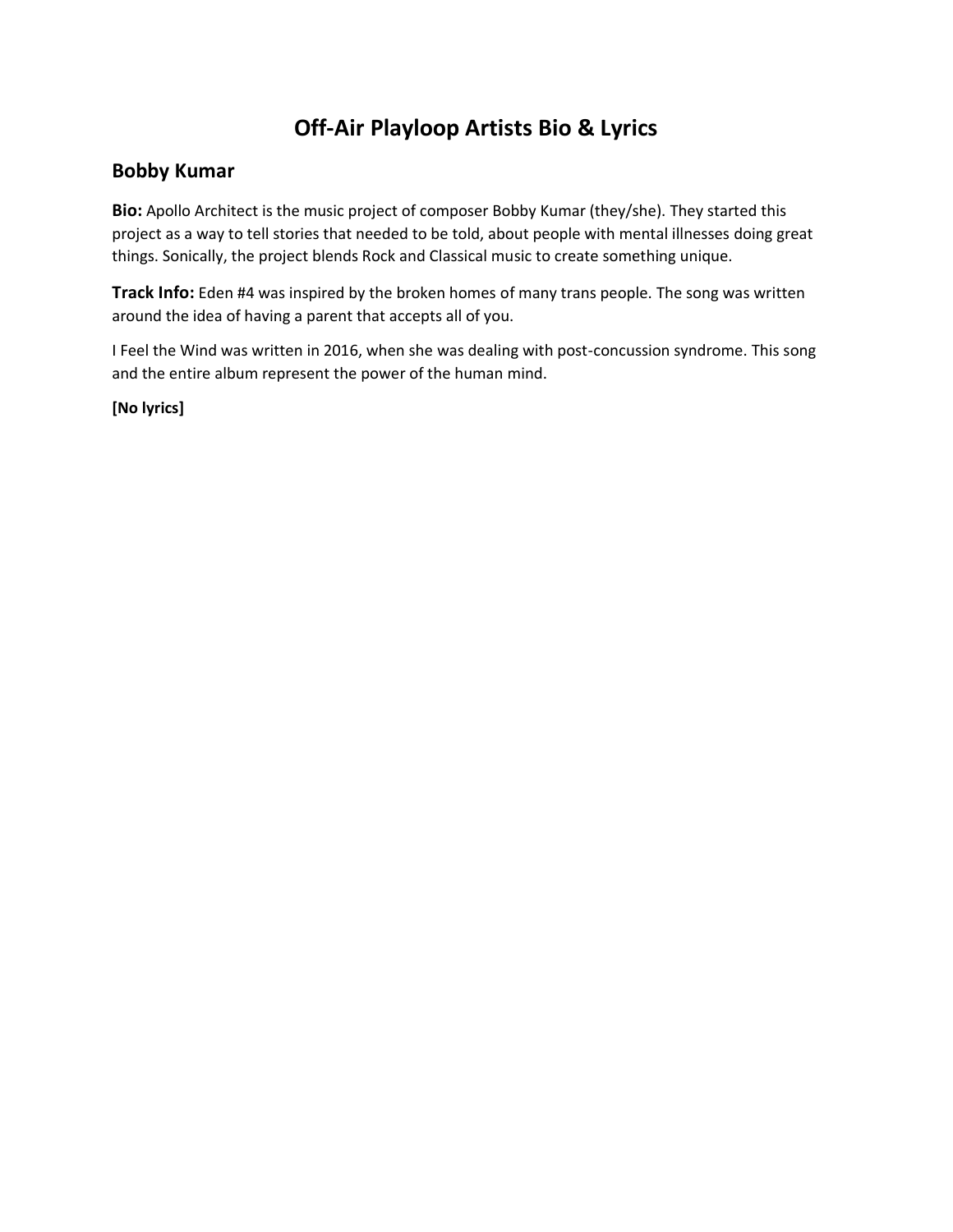# Off-Air Playloop Artists Bio & Lyrics

## Bobby Kumar

**Bio:** Apollo Architect is the music project of composer Bobby Kumar (they/she). They started this project as a way to tell stories that needed to be told, about people with mental illnesses doing great things. Sonically, the project blends Rock and Classical music to create something unique.

**Track Info:** Eden #4 was inspired by the broken homes of many trans people. The song was written around the idea of having a parent that accepts all of you.

I Feel the Wind was written in 2016, when she was dealing with post-concussion syndrome. This song and the entire album represent the power of the human mind.

**[No lyrics]**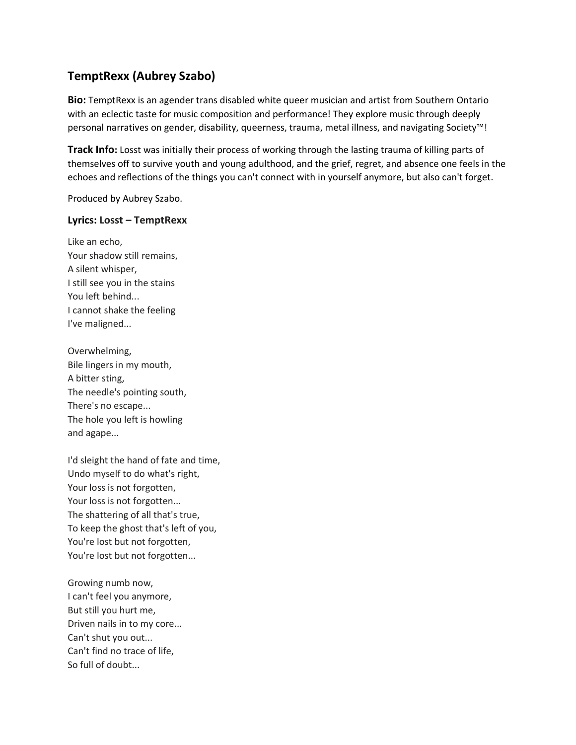## TemptRexx (Aubrey Szabo)

**Bio:** TemptRexx is an agender trans disabled white queer musician and artist from Southern Ontario with an eclectic taste for music composition and performance! They explore music through deeply personal narratives on gender, disability, queerness, trauma, metal illness, and navigating Society™!

**Track Info:** Losst was initially their process of working through the lasting trauma of killing parts of themselves off to survive youth and young adulthood, and the grief, regret, and absence one feels in the echoes and reflections of the things you can't connect with in yourself anymore, but also can't forget.

Produced by Aubrey Szabo.

### Lyrics: Losst – TemptRexx

Like an echo,  
Your shadow still remains,  
A silent whisper,  
I still see you in the stains  
You left behind...  
I cannot shake the feeling  
I've maligned...

Overwhelming,  
Bile lingers in my mouth,  
A bitter sting,  
The needle's pointing south,  
There's no escape...  
The hole you left is howling  
and agape...

I'd sleight the hand of fate and time,  
Undo myself to do what's right,  
Your loss is not forgotten,  
Your loss is not forgotten...  
The shattering of all that's true,  
To keep the ghost that's left of you,  
You're lost but not forgotten,  
You're lost but not forgotten...

Growing numb now,  
I can't feel you anymore,  
But still you hurt me,  
Driven nails in to my core...  
Can't shut you out...  
Can't find no trace of life,  
So full of doubt...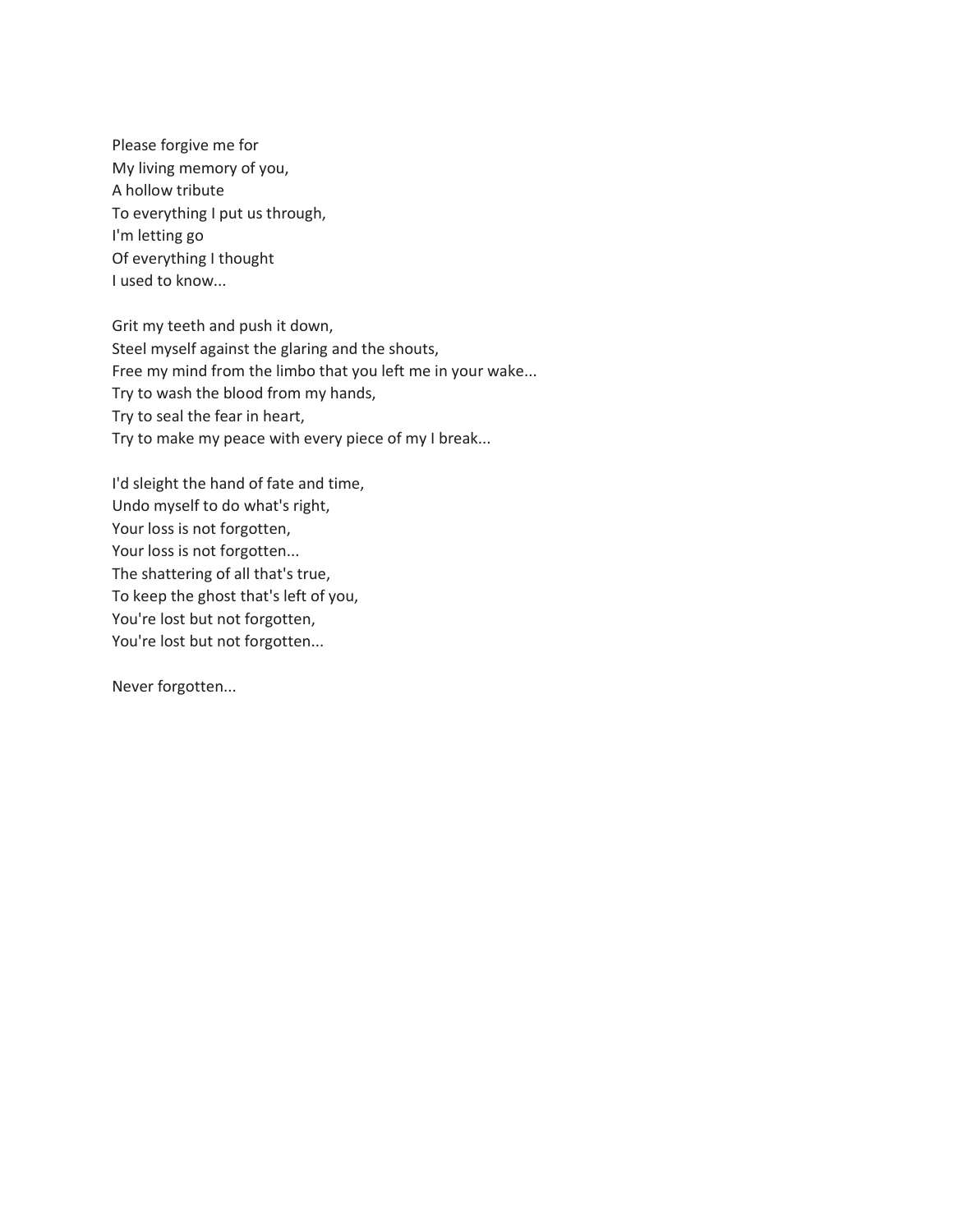Please forgive me for
My living memory of you,
A hollow tribute
To everything I put us through,
I'm letting go
Of everything I thought
I used to know...

Grit my teeth and push it down,
Steel myself against the glaring and the shouts,
Free my mind from the limbo that you left me in your wake...
Try to wash the blood from my hands,
Try to seal the fear in heart,
Try to make my peace with every piece of my I break...

I'd sleight the hand of fate and time,
Undo myself to do what's right,
Your loss is not forgotten,
Your loss is not forgotten...
The shattering of all that's true,
To keep the ghost that's left of you,
You're lost but not forgotten,
You're lost but not forgotten...

Never forgotten...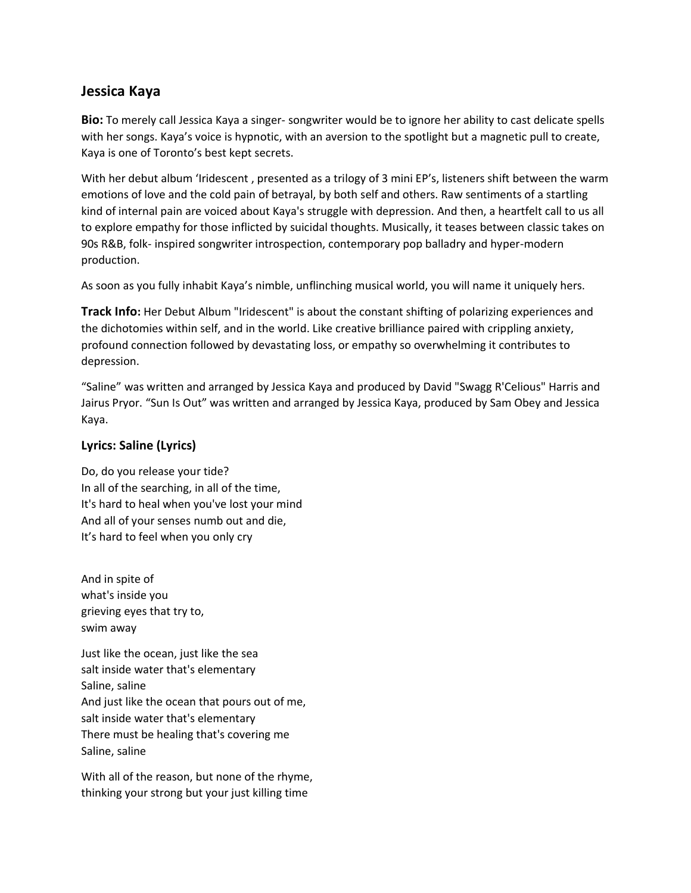## Jessica Kaya

**Bio:** To merely call Jessica Kaya a singer- songwriter would be to ignore her ability to cast delicate spells with her songs. Kaya's voice is hypnotic, with an aversion to the spotlight but a magnetic pull to create, Kaya is one of Toronto's best kept secrets.

With her debut album 'Iridescent , presented as a trilogy of 3 mini EP's, listeners shift between the warm emotions of love and the cold pain of betrayal, by both self and others. Raw sentiments of a startling kind of internal pain are voiced about Kaya's struggle with depression. And then, a heartfelt call to us all to explore empathy for those inflicted by suicidal thoughts. Musically, it teases between classic takes on 90s R&B, folk- inspired songwriter introspection, contemporary pop balladry and hyper-modern production.

As soon as you fully inhabit Kaya's nimble, unflinching musical world, you will name it uniquely hers.

**Track Info:** Her Debut Album "Iridescent" is about the constant shifting of polarizing experiences and the dichotomies within self, and in the world. Like creative brilliance paired with crippling anxiety, profound connection followed by devastating loss, or empathy so overwhelming it contributes to depression.

"Saline" was written and arranged by Jessica Kaya and produced by David "Swagg R'Celious" Harris and Jairus Pryor. "Sun Is Out" was written and arranged by Jessica Kaya, produced by Sam Obey and Jessica Kaya.

### Lyrics: Saline (Lyrics)

Do, do you release your tide?
In all of the searching, in all of the time,
It's hard to heal when you've lost your mind
And all of your senses numb out and die,
It's hard to feel when you only cry

And in spite of
what's inside you
grieving eyes that try to,
swim away

Just like the ocean, just like the sea
salt inside water that's elementary
Saline, saline
And just like the ocean that pours out of me,
salt inside water that's elementary
There must be healing that's covering me
Saline, saline

With all of the reason, but none of the rhyme,
thinking your strong but your just killing time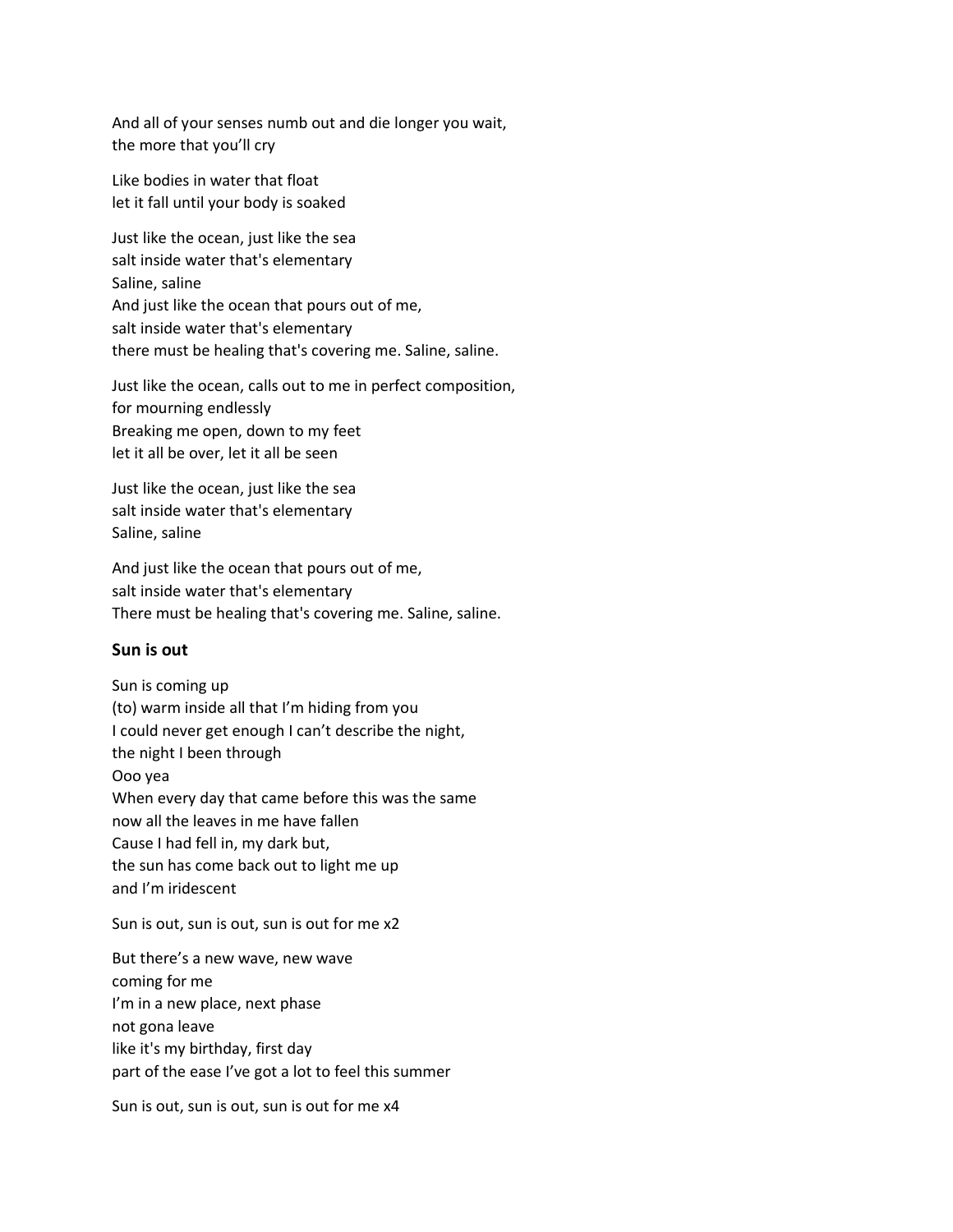And all of your senses numb out and die longer you wait,
the more that you'll cry

Like bodies in water that float
let it fall until your body is soaked

Just like the ocean, just like the sea
salt inside water that's elementary
Saline, saline
And just like the ocean that pours out of me,
salt inside water that's elementary
there must be healing that's covering me. Saline, saline.

Just like the ocean, calls out to me in perfect composition,
for mourning endlessly
Breaking me open, down to my feet
let it all be over, let it all be seen

Just like the ocean, just like the sea
salt inside water that's elementary
Saline, saline

And just like the ocean that pours out of me,
salt inside water that's elementary
There must be healing that's covering me. Saline, saline.

**Sun is out**

Sun is coming up
(to) warm inside all that I'm hiding from you
I could never get enough I can't describe the night,
the night I been through
Ooo yea
When every day that came before this was the same
now all the leaves in me have fallen
Cause I had fell in, my dark but,
the sun has come back out to light me up
and I'm iridescent

Sun is out, sun is out, sun is out for me x2

But there's a new wave, new wave
coming for me
I'm in a new place, next phase
not gona leave
like it's my birthday, first day
part of the ease I've got a lot to feel this summer

Sun is out, sun is out, sun is out for me x4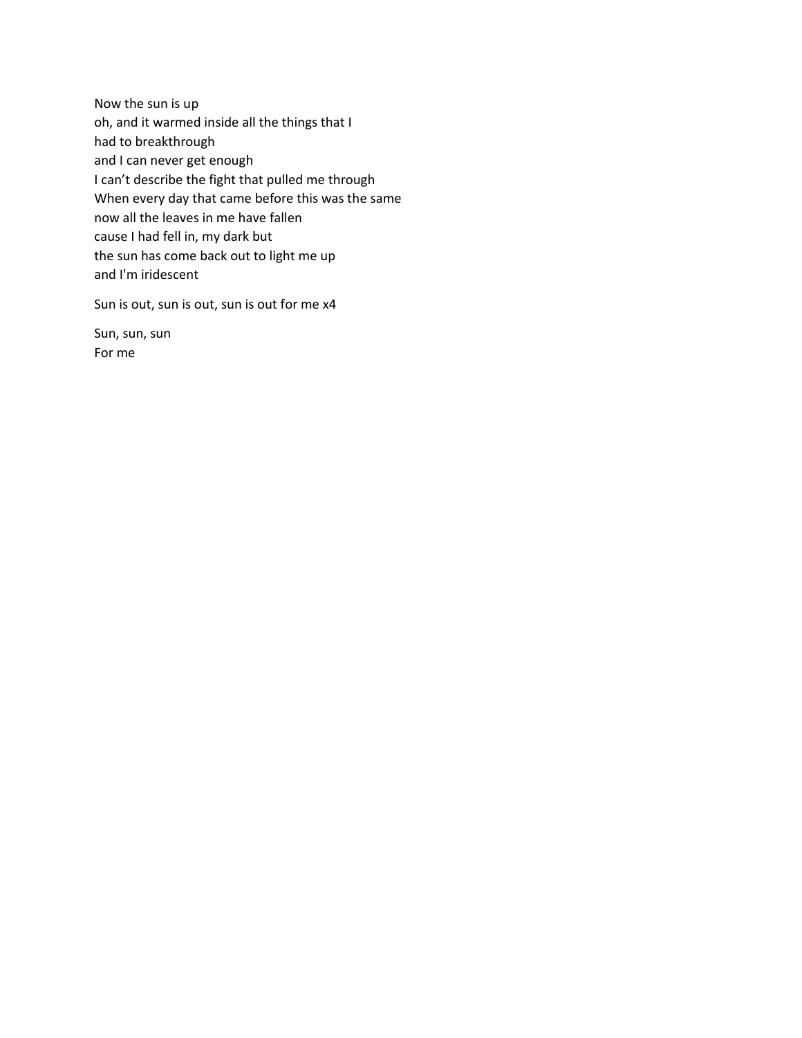Now the sun is up
oh, and it warmed inside all the things that I
had to breakthrough
and I can never get enough
I can't describe the fight that pulled me through
When every day that came before this was the same
now all the leaves in me have fallen
cause I had fell in, my dark but
the sun has come back out to light me up
and I'm iridescent

Sun is out, sun is out, sun is out for me x4

Sun, sun, sun
For me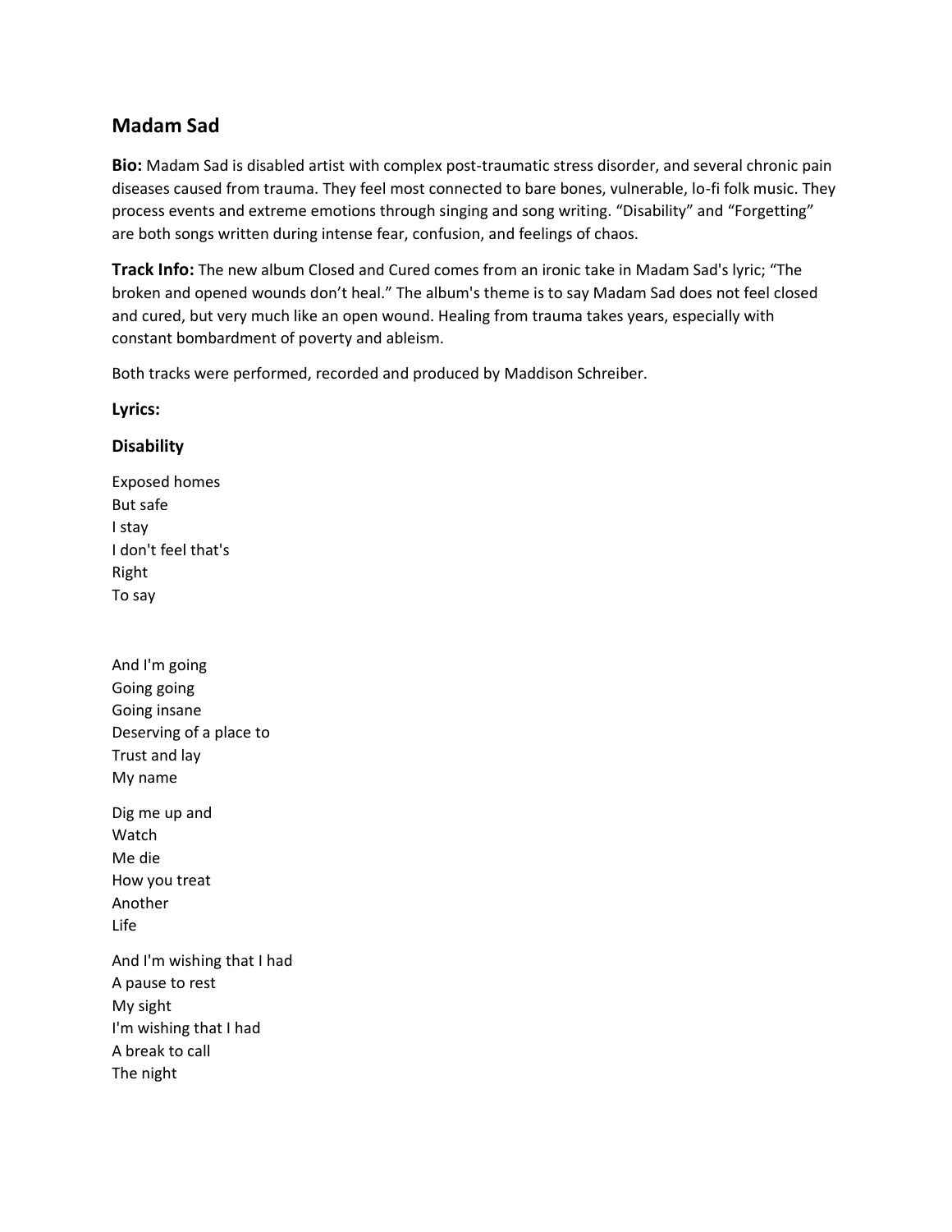## Madam Sad

**Bio:** Madam Sad is disabled artist with complex post-traumatic stress disorder, and several chronic pain diseases caused from trauma. They feel most connected to bare bones, vulnerable, lo-fi folk music. They process events and extreme emotions through singing and song writing. “Disability” and “Forgetting” are both songs written during intense fear, confusion, and feelings of chaos.

**Track Info:** The new album Closed and Cured comes from an ironic take in Madam Sad's lyric; “The broken and opened wounds don’t heal.” The album's theme is to say Madam Sad does not feel closed and cured, but very much like an open wound. Healing from trauma takes years, especially with constant bombardment of poverty and ableism.

Both tracks were performed, recorded and produced by Maddison Schreiber.

**Lyrics:**

### Disability

Exposed homes
But safe
I stay
I don't feel that's
Right
To say

And I'm going
Going going
Going insane
Deserving of a place to
Trust and lay
My name

Dig me up and
Watch
Me die
How you treat
Another
Life

And I'm wishing that I had
A pause to rest
My sight
I'm wishing that I had
A break to call
The night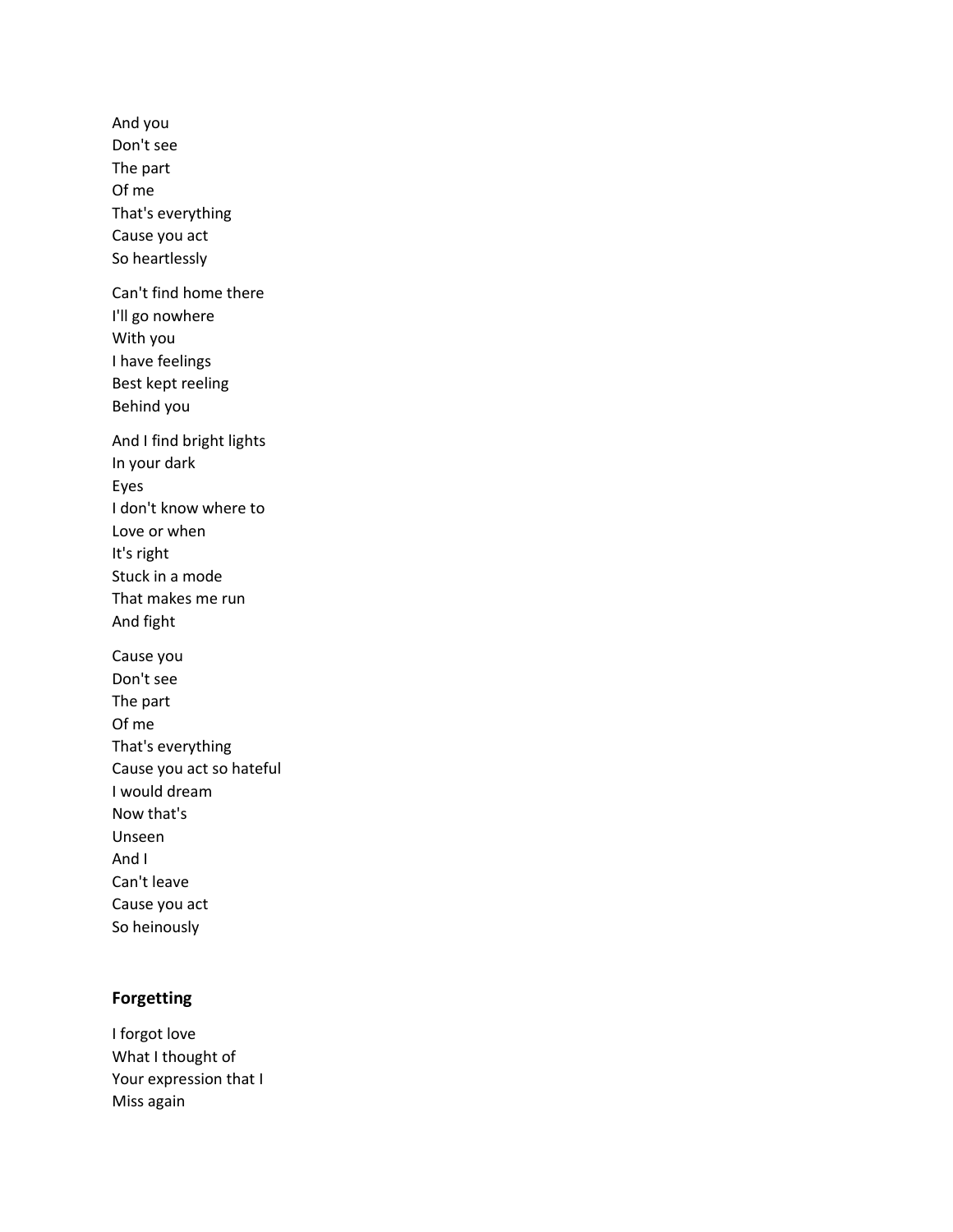And you  
Don't see  
The part  
Of me  
That's everything  
Cause you act  
So heartlessly

Can't find home there  
I'll go nowhere  
With you  
I have feelings  
Best kept reeling  
Behind you

And I find bright lights  
In your dark  
Eyes  
I don't know where to  
Love or when  
It's right  
Stuck in a mode  
That makes me run  
And fight

Cause you  
Don't see  
The part  
Of me  
That's everything  
Cause you act so hateful  
I would dream  
Now that's  
Unseen  
And I  
Can't leave  
Cause you act  
So heinously

**Forgetting**

I forgot love  
What I thought of  
Your expression that I  
Miss again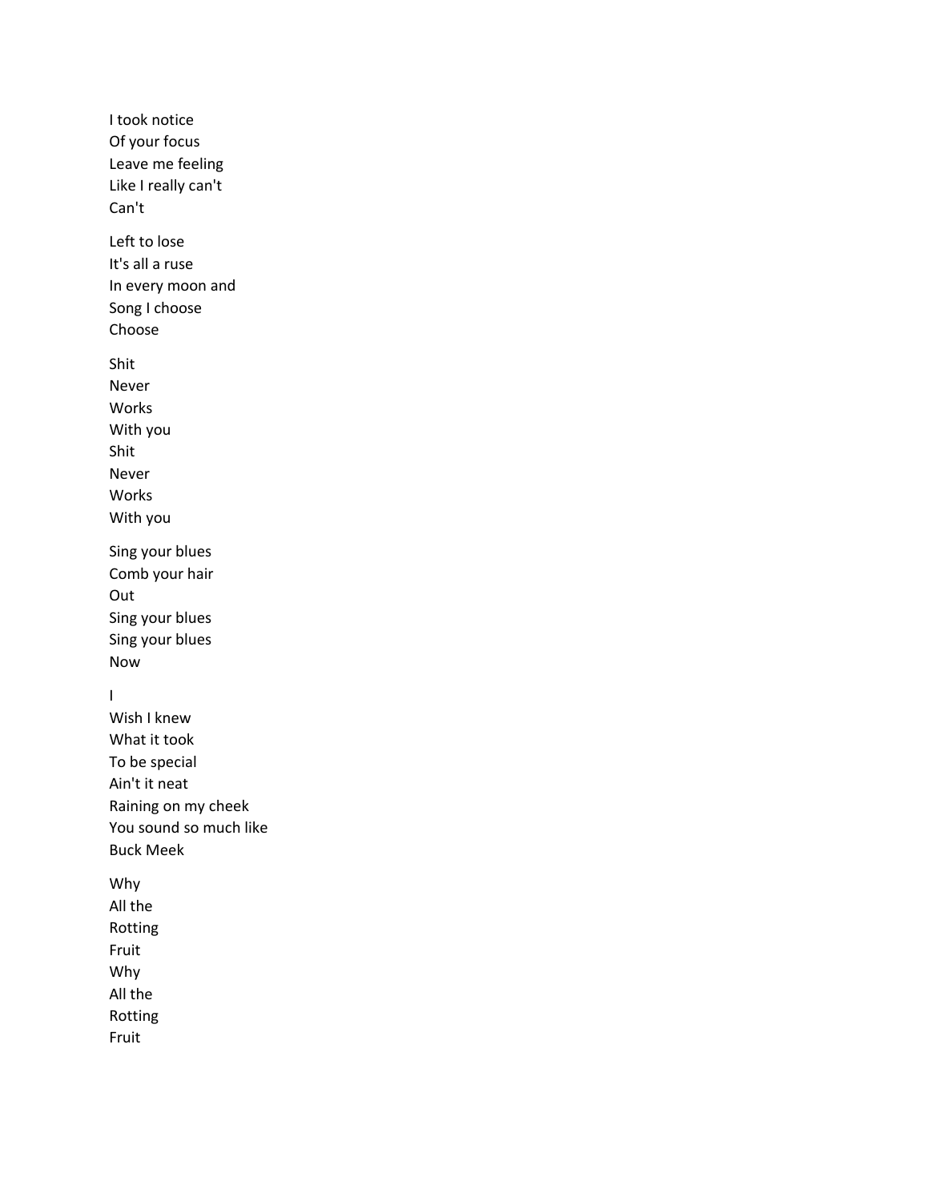I took notice
Of your focus
Leave me feeling
Like I really can't
Can't

Left to lose
It's all a ruse
In every moon and
Song I choose
Choose

Shit
Never
Works
With you
Shit
Never
Works
With you

Sing your blues
Comb your hair
Out
Sing your blues
Sing your blues
Now

I
Wish I knew
What it took
To be special
Ain't it neat
Raining on my cheek
You sound so much like
Buck Meek

Why
All the
Rotting
Fruit
Why
All the
Rotting
Fruit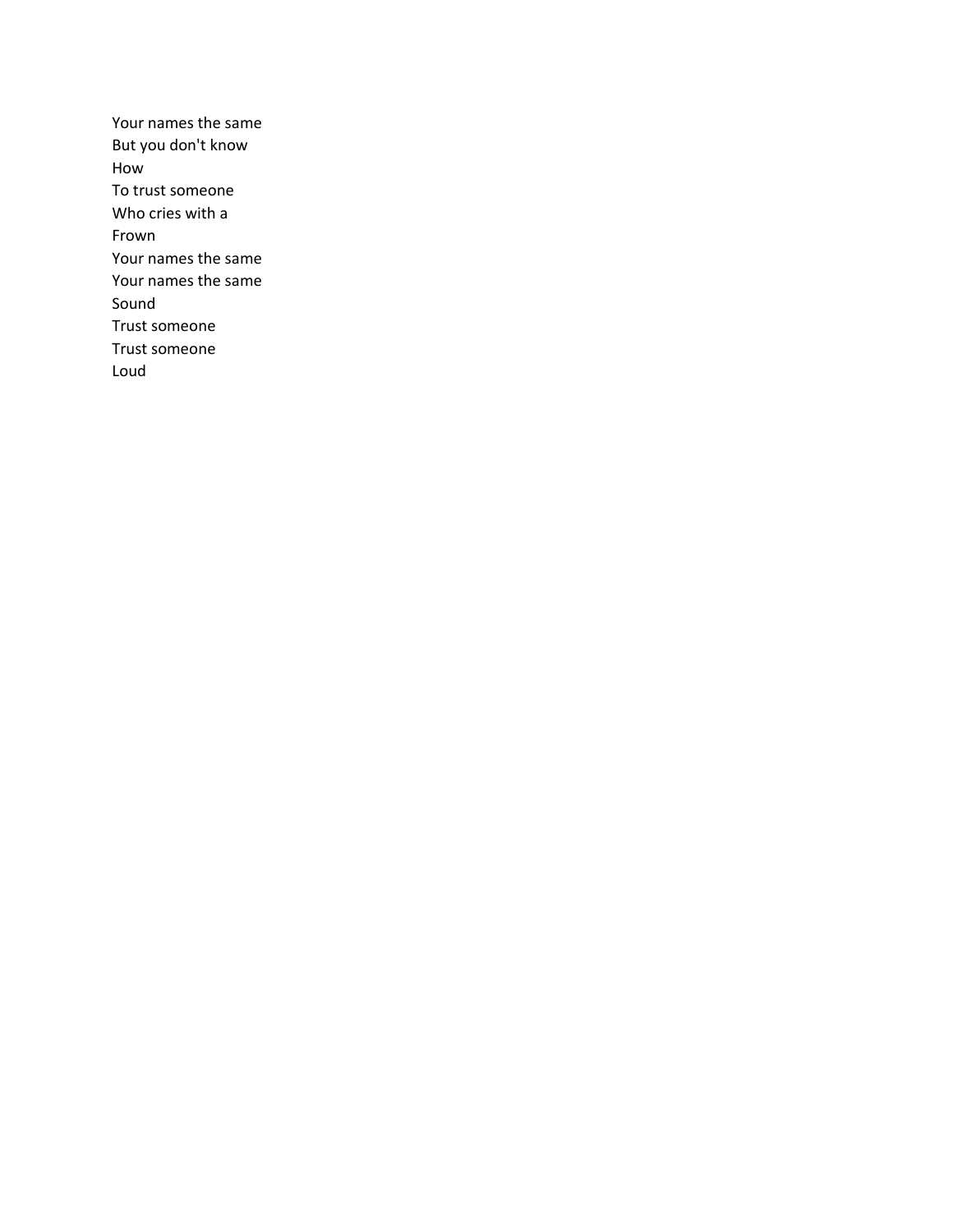Your names the same  
But you don't know  
How  
To trust someone  
Who cries with a  
Frown  
Your names the same  
Your names the same  
Sound  
Trust someone  
Trust someone  
Loud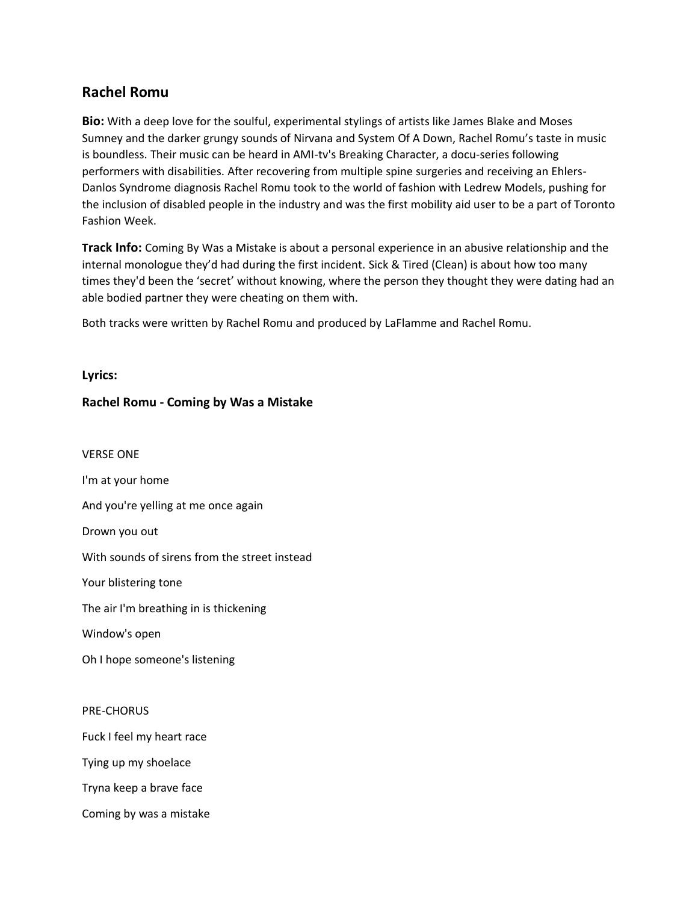## Rachel Romu

**Bio:** With a deep love for the soulful, experimental stylings of artists like James Blake and Moses Sumney and the darker grungy sounds of Nirvana and System Of A Down, Rachel Romu's taste in music is boundless. Their music can be heard in AMI-tv's Breaking Character, a docu-series following performers with disabilities. After recovering from multiple spine surgeries and receiving an Ehlers-Danlos Syndrome diagnosis Rachel Romu took to the world of fashion with Ledrew Models, pushing for the inclusion of disabled people in the industry and was the first mobility aid user to be a part of Toronto Fashion Week.

**Track Info:** Coming By Was a Mistake is about a personal experience in an abusive relationship and the internal monologue they'd had during the first incident. Sick & Tired (Clean) is about how too many times they'd been the 'secret' without knowing, where the person they thought they were dating had an able bodied partner they were cheating on them with.

Both tracks were written by Rachel Romu and produced by LaFlamme and Rachel Romu.

**Lyrics:**

**Rachel Romu - Coming by Was a Mistake**

VERSE ONE

I'm at your home

And you're yelling at me once again

Drown you out

With sounds of sirens from the street instead

Your blistering tone

The air I'm breathing in is thickening

Window's open

Oh I hope someone's listening

PRE-CHORUS

Fuck I feel my heart race

Tying up my shoelace

Tryna keep a brave face

Coming by was a mistake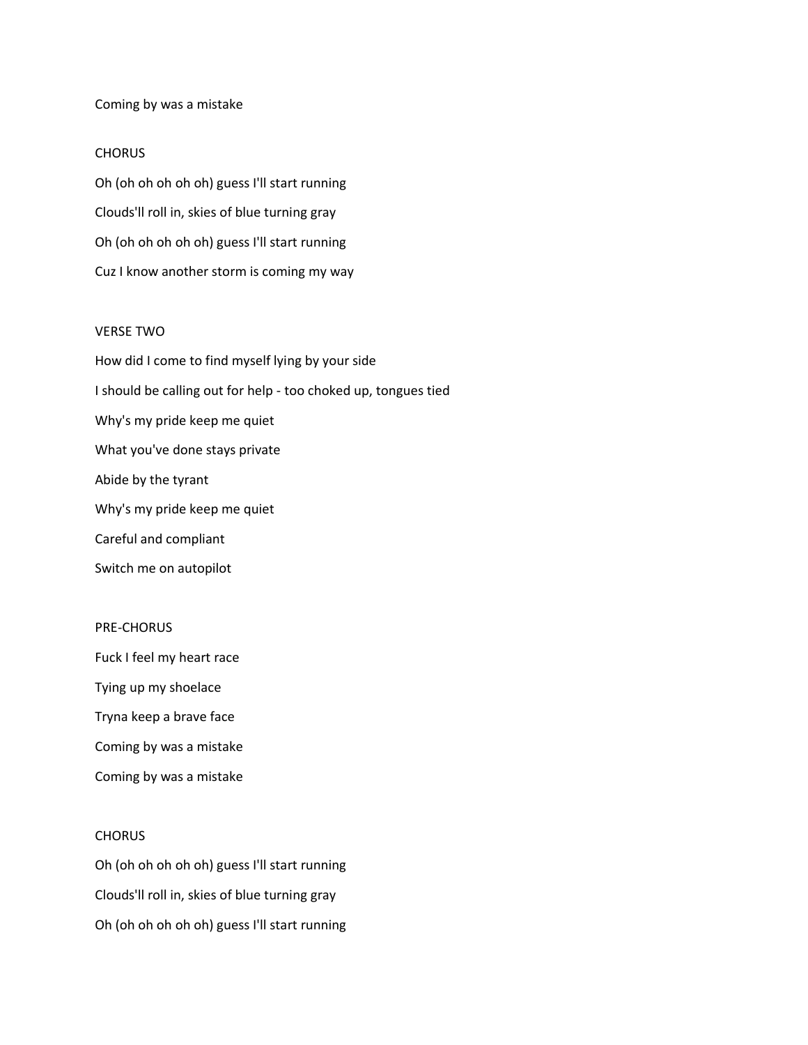Coming by was a mistake

CHORUS

Oh (oh oh oh oh oh) guess I'll start running

Clouds'll roll in, skies of blue turning gray

Oh (oh oh oh oh oh) guess I'll start running

Cuz I know another storm is coming my way

VERSE TWO

How did I come to find myself lying by your side

I should be calling out for help - too choked up, tongues tied

Why's my pride keep me quiet

What you've done stays private

Abide by the tyrant

Why's my pride keep me quiet

Careful and compliant

Switch me on autopilot

PRE-CHORUS

Fuck I feel my heart race

Tying up my shoelace

Tryna keep a brave face

Coming by was a mistake

Coming by was a mistake

CHORUS

Oh (oh oh oh oh oh) guess I'll start running

Clouds'll roll in, skies of blue turning gray

Oh (oh oh oh oh oh) guess I'll start running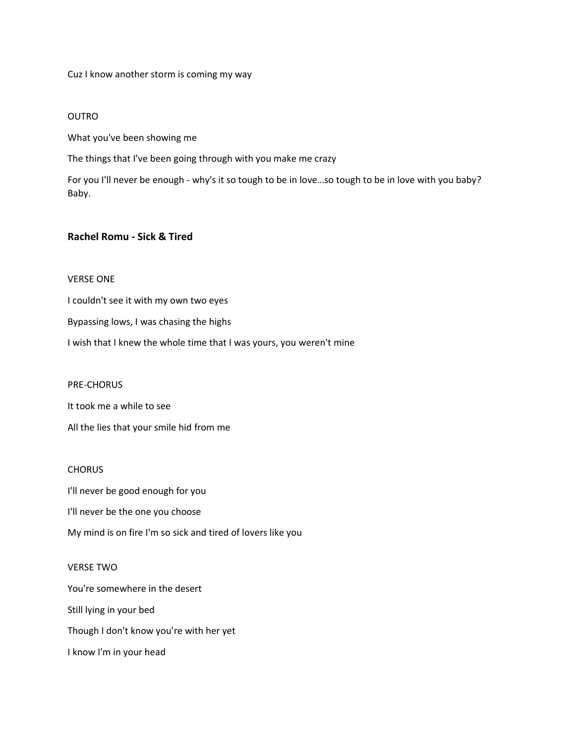Cuz I know another storm is coming my way

OUTRO

What you've been showing me

The things that I've been going through with you make me crazy

For you I'll never be enough - why's it so tough to be in love…so tough to be in love with you baby? Baby.

**Rachel Romu - Sick & Tired**

VERSE ONE

I couldn't see it with my own two eyes

Bypassing lows, I was chasing the highs

I wish that I knew the whole time that I was yours, you weren't mine

PRE-CHORUS

It took me a while to see

All the lies that your smile hid from me

CHORUS

I'll never be good enough for you

I'll never be the one you choose

My mind is on fire I'm so sick and tired of lovers like you

VERSE TWO

You're somewhere in the desert

Still lying in your bed

Though I don't know you're with her yet

I know I'm in your head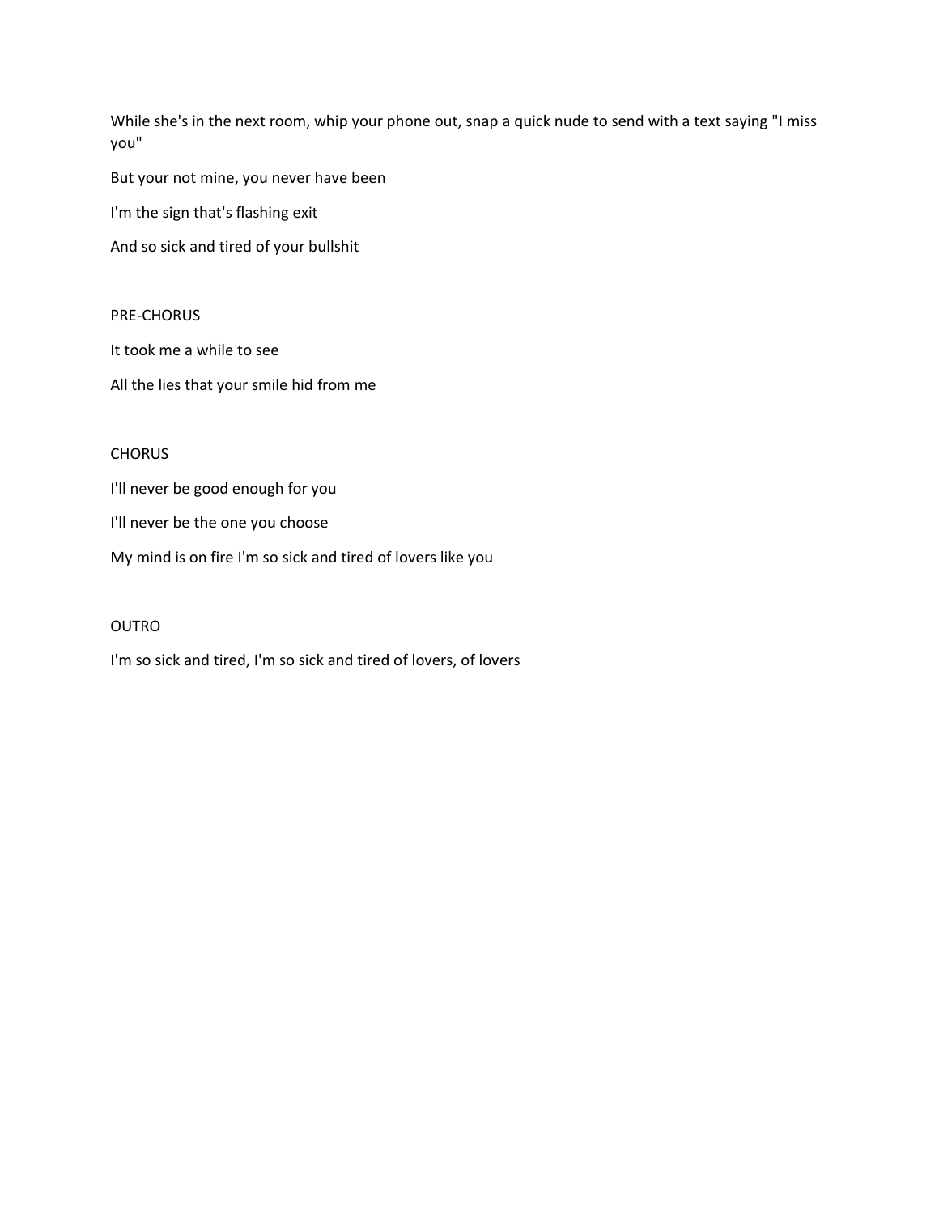While she's in the next room, whip your phone out, snap a quick nude to send with a text saying "I miss you"

But your not mine, you never have been

I'm the sign that's flashing exit

And so sick and tired of your bullshit

PRE-CHORUS

It took me a while to see

All the lies that your smile hid from me

CHORUS

I'll never be good enough for you

I'll never be the one you choose

My mind is on fire I'm so sick and tired of lovers like you

OUTRO

I'm so sick and tired, I'm so sick and tired of lovers, of lovers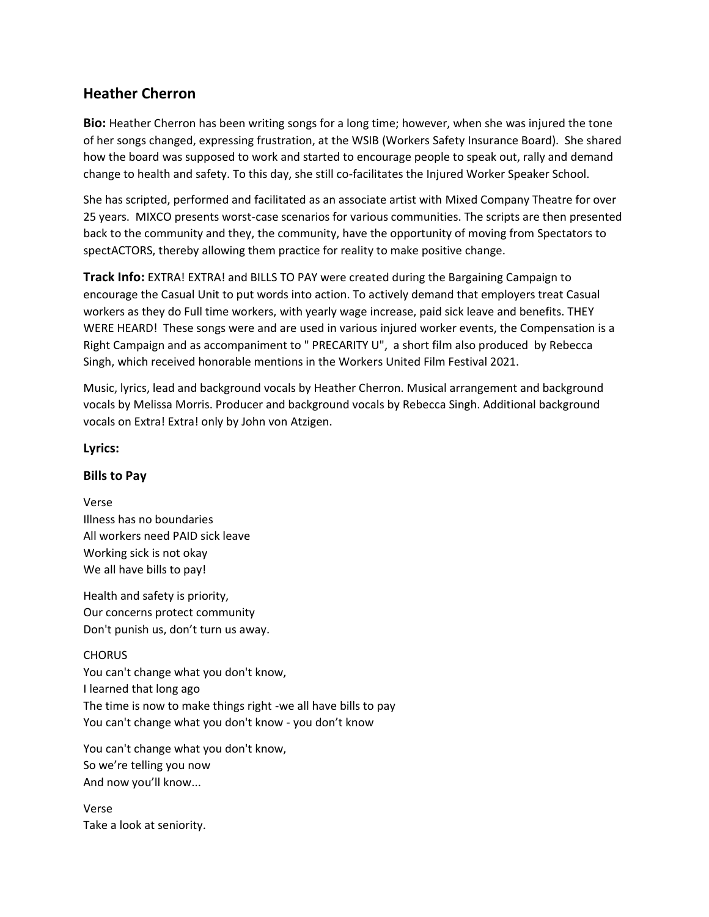## Heather Cherron

**Bio:** Heather Cherron has been writing songs for a long time; however, when she was injured the tone of her songs changed, expressing frustration, at the WSIB (Workers Safety Insurance Board). She shared how the board was supposed to work and started to encourage people to speak out, rally and demand change to health and safety. To this day, she still co-facilitates the Injured Worker Speaker School.

She has scripted, performed and facilitated as an associate artist with Mixed Company Theatre for over 25 years. MIXCO presents worst-case scenarios for various communities. The scripts are then presented back to the community and they, the community, have the opportunity of moving from Spectators to spectACTORS, thereby allowing them practice for reality to make positive change.

**Track Info:** EXTRA! EXTRA! and BILLS TO PAY were created during the Bargaining Campaign to encourage the Casual Unit to put words into action. To actively demand that employers treat Casual workers as they do Full time workers, with yearly wage increase, paid sick leave and benefits. THEY WERE HEARD! These songs were and are used in various injured worker events, the Compensation is a Right Campaign and as accompaniment to " PRECARITY U", a short film also produced by Rebecca Singh, which received honorable mentions in the Workers United Film Festival 2021.

Music, lyrics, lead and background vocals by Heather Cherron. Musical arrangement and background vocals by Melissa Morris. Producer and background vocals by Rebecca Singh. Additional background vocals on Extra! Extra! only by John von Atzigen.

**Lyrics:**

**Bills to Pay**

Verse
Illness has no boundaries
All workers need PAID sick leave
Working sick is not okay
We all have bills to pay!

Health and safety is priority,
Our concerns protect community
Don't punish us, don't turn us away.

CHORUS
You can't change what you don't know,
I learned that long ago
The time is now to make things right -we all have bills to pay
You can't change what you don't know - you don't know

You can't change what you don't know,
So we're telling you now
And now you'll know...

Verse
Take a look at seniority.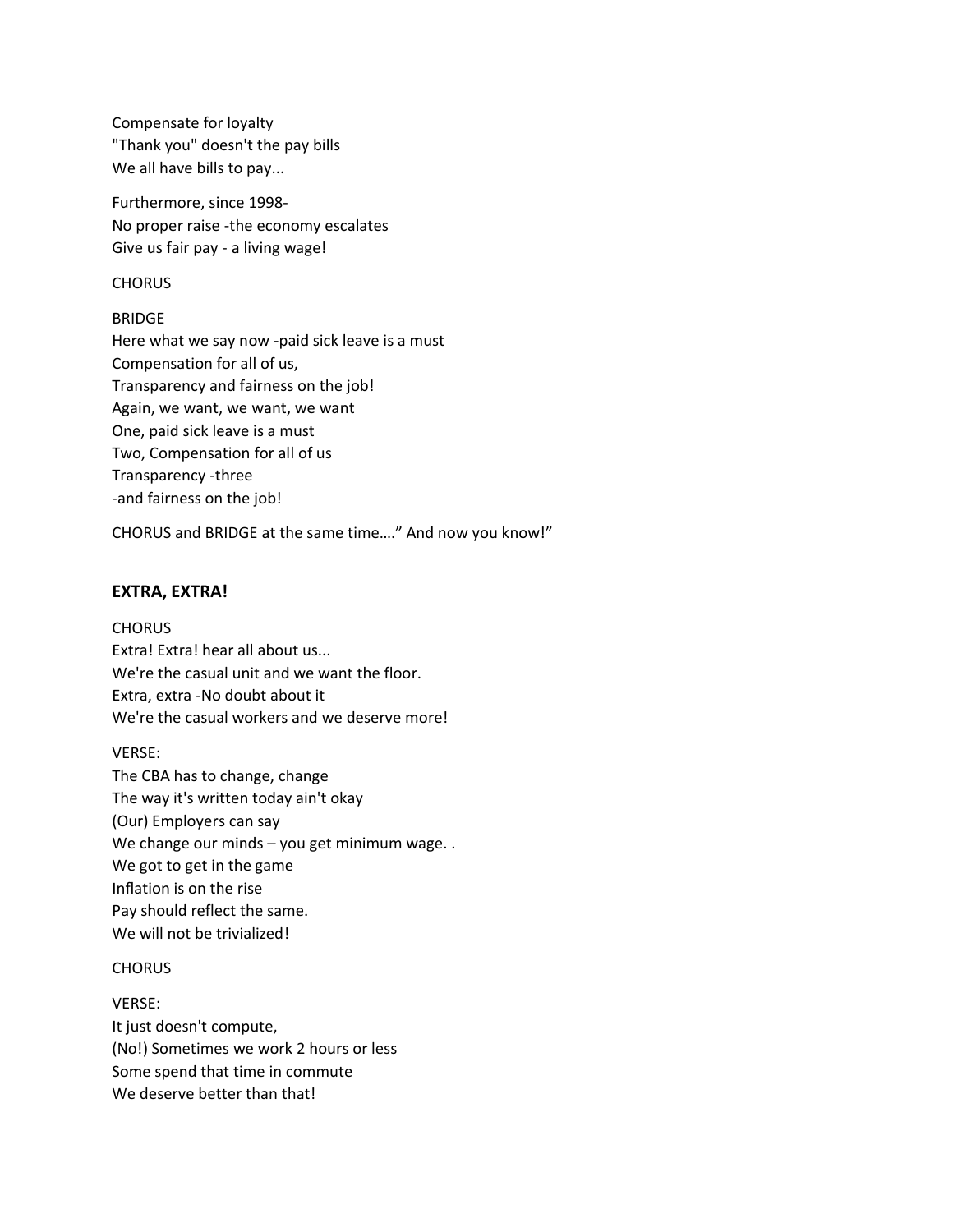Compensate for loyalty
"Thank you" doesn't the pay bills
We all have bills to pay...

Furthermore, since 1998-
No proper raise -the economy escalates
Give us fair pay - a living wage!

CHORUS

BRIDGE
Here what we say now -paid sick leave is a must
Compensation for all of us,
Transparency and fairness on the job!
Again, we want, we want, we want
One, paid sick leave is a must
Two, Compensation for all of us
Transparency -three
-and fairness on the job!

CHORUS and BRIDGE at the same time…." And now you know!"

### EXTRA, EXTRA!

CHORUS
Extra! Extra! hear all about us...
We're the casual unit and we want the floor.
Extra, extra -No doubt about it
We're the casual workers and we deserve more!

VERSE:
The CBA has to change, change
The way it's written today ain't okay
(Our) Employers can say
We change our minds – you get minimum wage. .
We got to get in the game
Inflation is on the rise
Pay should reflect the same.
We will not be trivialized!

CHORUS

VERSE:
It just doesn't compute,
(No!) Sometimes we work 2 hours or less
Some spend that time in commute
We deserve better than that!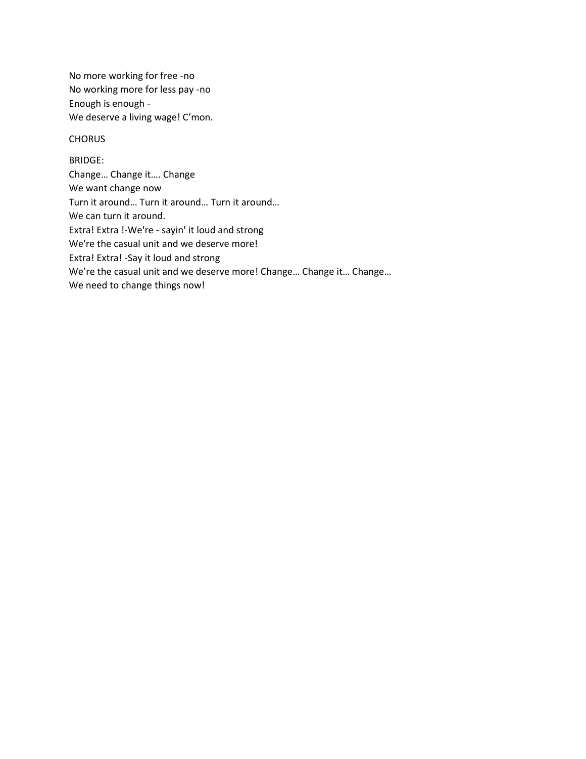No more working for free -no
No working more for less pay -no
Enough is enough -
We deserve a living wage! C'mon.

CHORUS

BRIDGE:
Change… Change it…. Change
We want change now
Turn it around… Turn it around… Turn it around…
We can turn it around.
Extra! Extra !-We're - sayin' it loud and strong
We're the casual unit and we deserve more!
Extra! Extra! -Say it loud and strong
We're the casual unit and we deserve more! Change… Change it… Change…
We need to change things now!